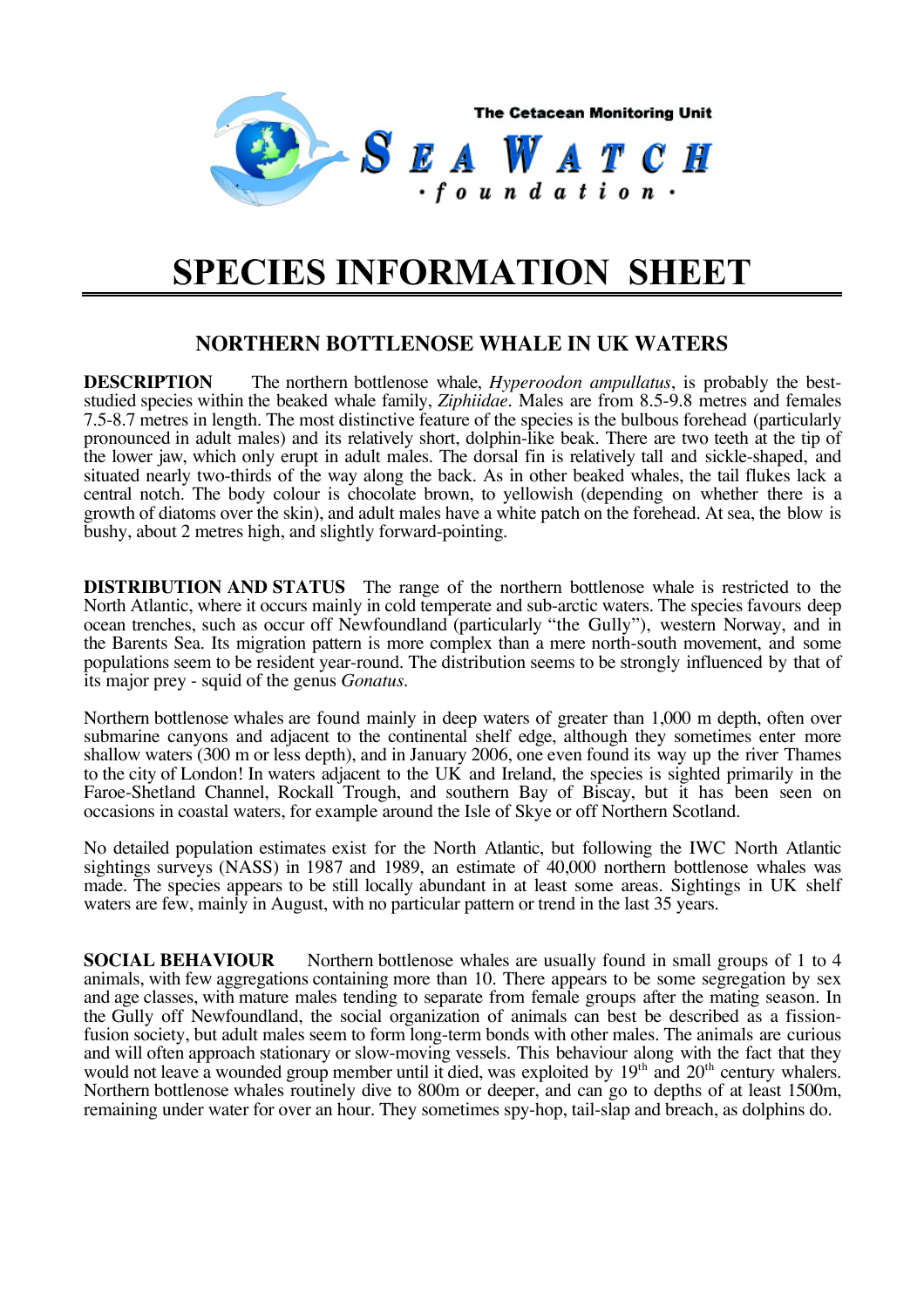The Cetacean Monitoring Unit

SEA WATCH
· foundation ·

# SPECIES INFORMATION SHEET

## NORTHERN BOTTLENOSE WHALE IN UK WATERS

**DESCRIPTION** The northern bottlenose whale, *Hyperoodon ampullatus*, is probably the best-studied species within the beaked whale family, *Ziphiidae*. Males are from 8.5-9.8 metres and females 7.5-8.7 metres in length. The most distinctive feature of the species is the bulbous forehead (particularly pronounced in adult males) and its relatively short, dolphin-like beak. There are two teeth at the tip of the lower jaw, which only erupt in adult males. The dorsal fin is relatively tall and sickle-shaped, and situated nearly two-thirds of the way along the back. As in other beaked whales, the tail flukes lack a central notch. The body colour is chocolate brown, to yellowish (depending on whether there is a growth of diatoms over the skin), and adult males have a white patch on the forehead. At sea, the blow is bushy, about 2 metres high, and slightly forward-pointing.

**DISTRIBUTION AND STATUS** The range of the northern bottlenose whale is restricted to the North Atlantic, where it occurs mainly in cold temperate and sub-arctic waters. The species favours deep ocean trenches, such as occur off Newfoundland (particularly "the Gully"), western Norway, and in the Barents Sea. Its migration pattern is more complex than a mere north-south movement, and some populations seem to be resident year-round. The distribution seems to be strongly influenced by that of its major prey - squid of the genus *Gonatus*.

Northern bottlenose whales are found mainly in deep waters of greater than 1,000 m depth, often over submarine canyons and adjacent to the continental shelf edge, although they sometimes enter more shallow waters (300 m or less depth), and in January 2006, one even found its way up the river Thames to the city of London! In waters adjacent to the UK and Ireland, the species is sighted primarily in the Faroe-Shetland Channel, Rockall Trough, and southern Bay of Biscay, but it has been seen on occasions in coastal waters, for example around the Isle of Skye or off Northern Scotland.

No detailed population estimates exist for the North Atlantic, but following the IWC North Atlantic sightings surveys (NASS) in 1987 and 1989, an estimate of 40,000 northern bottlenose whales was made. The species appears to be still locally abundant in at least some areas. Sightings in UK shelf waters are few, mainly in August, with no particular pattern or trend in the last 35 years.

**SOCIAL BEHAVIOUR** Northern bottlenose whales are usually found in small groups of 1 to 4 animals, with few aggregations containing more than 10. There appears to be some segregation by sex and age classes, with mature males tending to separate from female groups after the mating season. In the Gully off Newfoundland, the social organization of animals can best be described as a fission-fusion society, but adult males seem to form long-term bonds with other males. The animals are curious and will often approach stationary or slow-moving vessels. This behaviour along with the fact that they would not leave a wounded group member until it died, was exploited by 19th and 20th century whalers. Northern bottlenose whales routinely dive to 800m or deeper, and can go to depths of at least 1500m, remaining under water for over an hour. They sometimes spy-hop, tail-slap and breach, as dolphins do.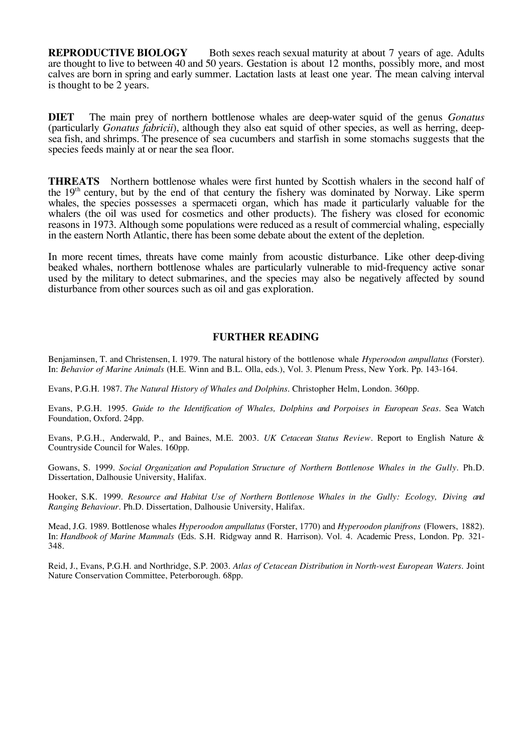**REPRODUCTIVE BIOLOGY** Both sexes reach sexual maturity at about 7 years of age. Adults are thought to live to between 40 and 50 years. Gestation is about 12 months, possibly more, and most calves are born in spring and early summer. Lactation lasts at least one year. The mean calving interval is thought to be 2 years.

**DIET** The main prey of northern bottlenose whales are deep-water squid of the genus *Gonatus* (particularly *Gonatus fabricii*), although they also eat squid of other species, as well as herring, deep-sea fish, and shrimps. The presence of sea cucumbers and starfish in some stomachs suggests that the species feeds mainly at or near the sea floor.

**THREATS** Northern bottlenose whales were first hunted by Scottish whalers in the second half of the 19th century, but by the end of that century the fishery was dominated by Norway. Like sperm whales, the species possesses a spermaceti organ, which has made it particularly valuable for the whalers (the oil was used for cosmetics and other products). The fishery was closed for economic reasons in 1973. Although some populations were reduced as a result of commercial whaling, especially in the eastern North Atlantic, there has been some debate about the extent of the depletion.

In more recent times, threats have come mainly from acoustic disturbance. Like other deep-diving beaked whales, northern bottlenose whales are particularly vulnerable to mid-frequency active sonar used by the military to detect submarines, and the species may also be negatively affected by sound disturbance from other sources such as oil and gas exploration.

## FURTHER READING

Benjaminsen, T. and Christensen, I. 1979. The natural history of the bottlenose whale *Hyperoodon ampullatus* (Forster). In: *Behavior of Marine Animals* (H.E. Winn and B.L. Olla, eds.), Vol. 3. Plenum Press, New York. Pp. 143-164.

Evans, P.G.H. 1987. *The Natural History of Whales and Dolphins*. Christopher Helm, London. 360pp.

Evans, P.G.H. 1995. *Guide to the Identification of Whales, Dolphins and Porpoises in European Seas*. Sea Watch Foundation, Oxford. 24pp.

Evans, P.G.H., Anderwald, P., and Baines, M.E. 2003. *UK Cetacean Status Review*. Report to English Nature & Countryside Council for Wales. 160pp.

Gowans, S. 1999. *Social Organization and Population Structure of Northern Bottlenose Whales in the Gully*. Ph.D. Dissertation, Dalhousie University, Halifax.

Hooker, S.K. 1999. *Resource and Habitat Use of Northern Bottlenose Whales in the Gully: Ecology, Diving and Ranging Behaviour*. Ph.D. Dissertation, Dalhousie University, Halifax.

Mead, J.G. 1989. Bottlenose whales *Hyperoodon ampullatus* (Forster, 1770) and *Hyperoodon planifrons* (Flowers, 1882). In: *Handbook of Marine Mammals* (Eds. S.H. Ridgway annd R. Harrison). Vol. 4. Academic Press, London. Pp. 321-348.

Reid, J., Evans, P.G.H. and Northridge, S.P. 2003. *Atlas of Cetacean Distribution in North-west European Waters*. Joint Nature Conservation Committee, Peterborough. 68pp.